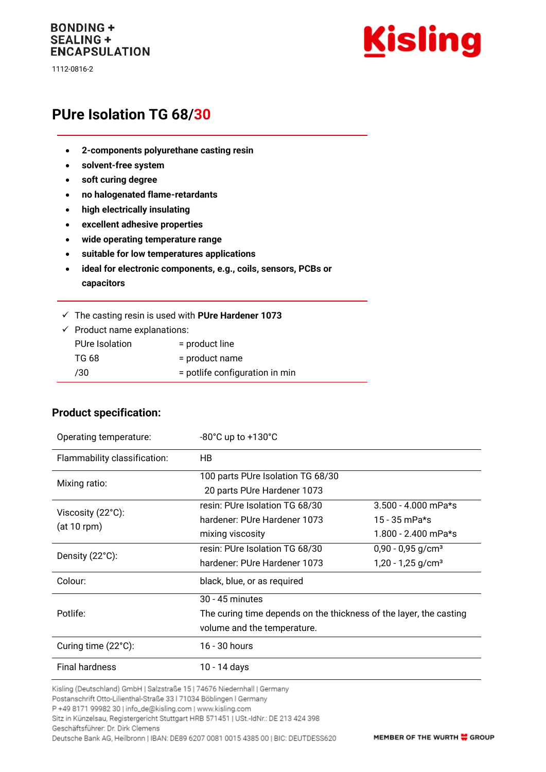BONDING +
SEALING +
ENCAPSULATION

1112-0816-2

# PUre Isolation TG 68/30

- **2-components polyurethane casting resin**
- **solvent-free system**
- **soft curing degree**
- **no halogenated flame-retardants**
- **high electrically insulating**
- **excellent adhesive properties**
- **wide operating temperature range**
- **suitable for low temperatures applications**
- **ideal for electronic components, e.g., coils, sensors, PCBs or capacitors**

✓ The casting resin is used with **PUre Hardener 1073**

✓ Product name explanations:

| | |
|---|---|
| PUre Isolation | = product line |
| TG 68 | = product name |
| /30 | = potlife configuration in min |

## Product specification:

| | | |
|---|---|---|
| Operating temperature: | -80°C up to +130°C | |
| Flammability classification: | HB | |
| Mixing ratio: | 100 parts PUre Isolation TG 68/30<br>20 parts PUre Hardener 1073 | |
| Viscosity (22°C):<br>(at 10 rpm) | resin: PUre Isolation TG 68/30<br>hardener: PUre Hardener 1073<br>mixing viscosity | 3.500 - 4.000 mPa*s<br>15 - 35 mPa*s<br>1.800 - 2.400 mPa*s |
| Density (22°C): | resin: PUre Isolation TG 68/30<br>hardener: PUre Hardener 1073 | 0,90 - 0,95 g/cm³<br>1,20 - 1,25 g/cm³ |
| Colour: | black, blue, or as required | |
| Potlife: | 30 - 45 minutes<br>The curing time depends on the thickness of the layer, the casting volume and the temperature. | |
| Curing time (22°C): | 16 - 30 hours | |
| Final hardness | 10 - 14 days | |

Kisling (Deutschland) GmbH | Salzstraße 15 | 74676 Niedernhall | Germany
Postanschrift Otto-Lilienthal-Straße 33 | 71034 Böblingen | Germany
P +49 8171 99982 30 | info_de@kisling.com | www.kisling.com
Sitz in Künzelsau, Registergericht Stuttgart HRB 571451 | USt.-IdNr.: DE 213 424 398
Geschäftsführer: Dr. Dirk Clemens
Deutsche Bank AG, Heilbronn | IBAN: DE89 6207 0081 0015 4385 00 | BIC: DEUTDESS620

MEMBER OF THE WURTH GROUP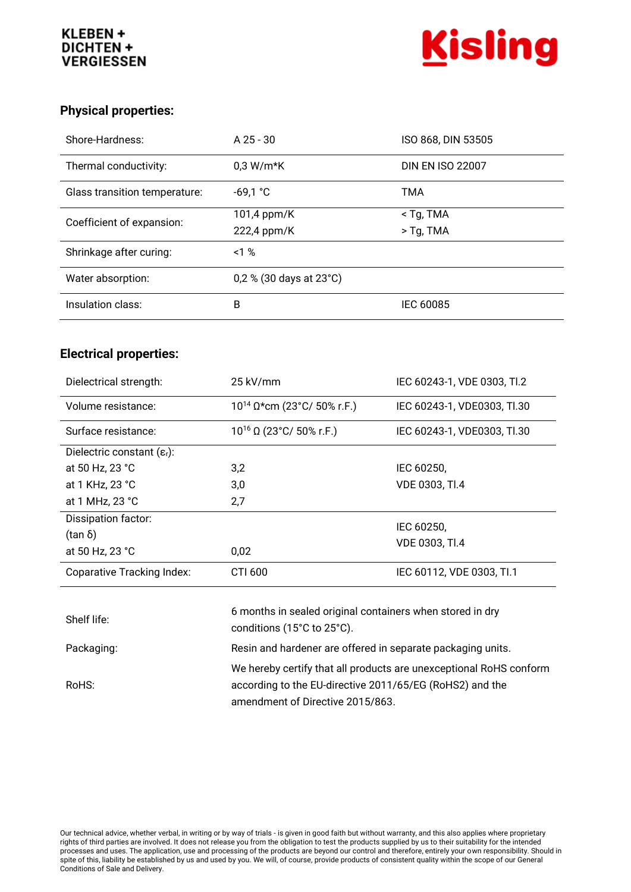KLEBEN +
DICHTEN +
VERGIESSEN

Kisling

## Physical properties:

| | | |
|---|---|---|
| Shore-Hardness: | A 25 - 30 | ISO 868, DIN 53505 |
| Thermal conductivity: | 0,3 W/m*K | DIN EN ISO 22007 |
| Glass transition temperature: | -69,1 °C | TMA |
| Coefficient of expansion: | 101,4 ppm/K<br>222,4 ppm/K | < Tg, TMA<br>> Tg, TMA |
| Shrinkage after curing: | <1 % | |
| Water absorption: | 0,2 % (30 days at 23°C) | |
| Insulation class: | B | IEC 60085 |

## Electrical properties:

| | | |
|---|---|---|
| Dielectrical strength: | 25 kV/mm | IEC 60243-1, VDE 0303, Tl.2 |
| Volume resistance: | $10^{14}$ Ω*cm (23°C/ 50% r.F.) | IEC 60243-1, VDE0303, Tl.30 |
| Surface resistance: | $10^{16}$ Ω (23°C/ 50% r.F.) | IEC 60243-1, VDE0303, Tl.30 |
| Dielectric constant ($\varepsilon_r$):<br>at 50 Hz, 23 °C<br>at 1 KHz, 23 °C<br>at 1 MHz, 23 °C | <br>3,2<br>3,0<br>2,7 | IEC 60250,<br>VDE 0303, Tl.4 |
| Dissipation factor:<br>(tan δ)<br>at 50 Hz, 23 °C | <br><br>0,02 | IEC 60250,<br>VDE 0303, Tl.4 |
| Coparative Tracking Index: | CTI 600 | IEC 60112, VDE 0303, Tl.1 |

| | |
|---|---|
| Shelf life: | 6 months in sealed original containers when stored in dry conditions (15°C to 25°C). |
| Packaging: | Resin and hardener are offered in separate packaging units. |
| RoHS: | We hereby certify that all products are unexceptional RoHS conform according to the EU-directive 2011/65/EG (RoHS2) and the amendment of Directive 2015/863. |

Our technical advice, whether verbal, in writing or by way of trials - is given in good faith but without warranty, and this also applies where proprietary rights of third parties are involved. It does not release you from the obligation to test the products supplied by us to their suitability for the intended processes and uses. The application, use and processing of the products are beyond our control and therefore, entirely your own responsibility. Should in spite of this, liability be established by us and used by you. We will, of course, provide products of consistent quality within the scope of our General Conditions of Sale and Delivery.